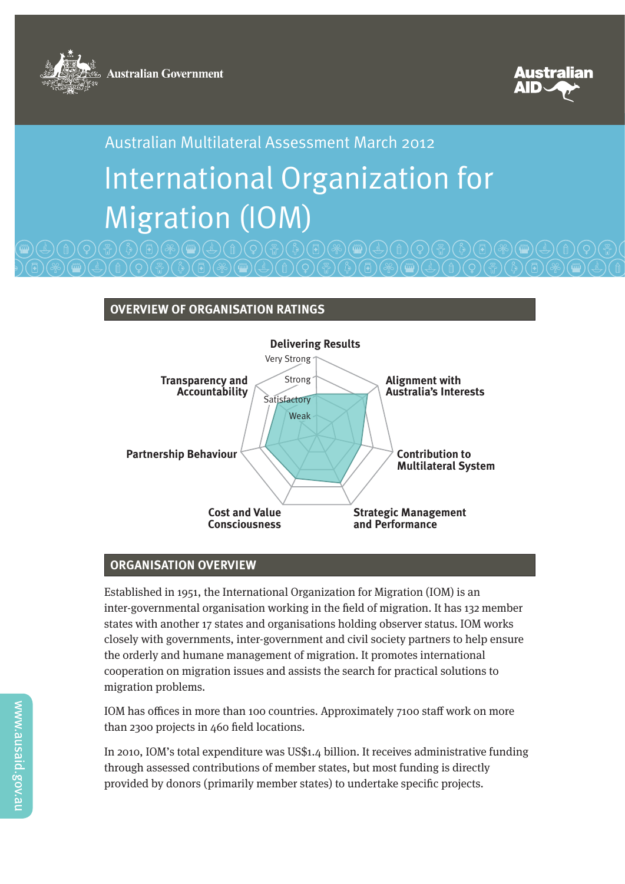Australian Government

Australian AID

Australian Multilateral Assessment March 2012

# International Organization for Migration (IOM)

## OVERVIEW OF ORGANISATION RATINGS

Delivering Results

Very Strong

Strong

Satisfactory

Weak

Alignment with Australia's Interests

Contribution to Multilateral System

Strategic Management and Performance

Cost and Value Consciousness

Partnership Behaviour

Transparency and Accountability

## ORGANISATION OVERVIEW

Established in 1951, the International Organization for Migration (IOM) is an inter-governmental organisation working in the field of migration. It has 132 member states with another 17 states and organisations holding observer status. IOM works closely with governments, inter-government and civil society partners to help ensure the orderly and humane management of migration. It promotes international cooperation on migration issues and assists the search for practical solutions to migration problems.

IOM has offices in more than 100 countries. Approximately 7100 staff work on more than 2300 projects in 460 field locations.

In 2010, IOM's total expenditure was US$1.4 billion. It receives administrative funding through assessed contributions of member states, but most funding is directly provided by donors (primarily member states) to undertake specific projects.

www.ausaid.gov.au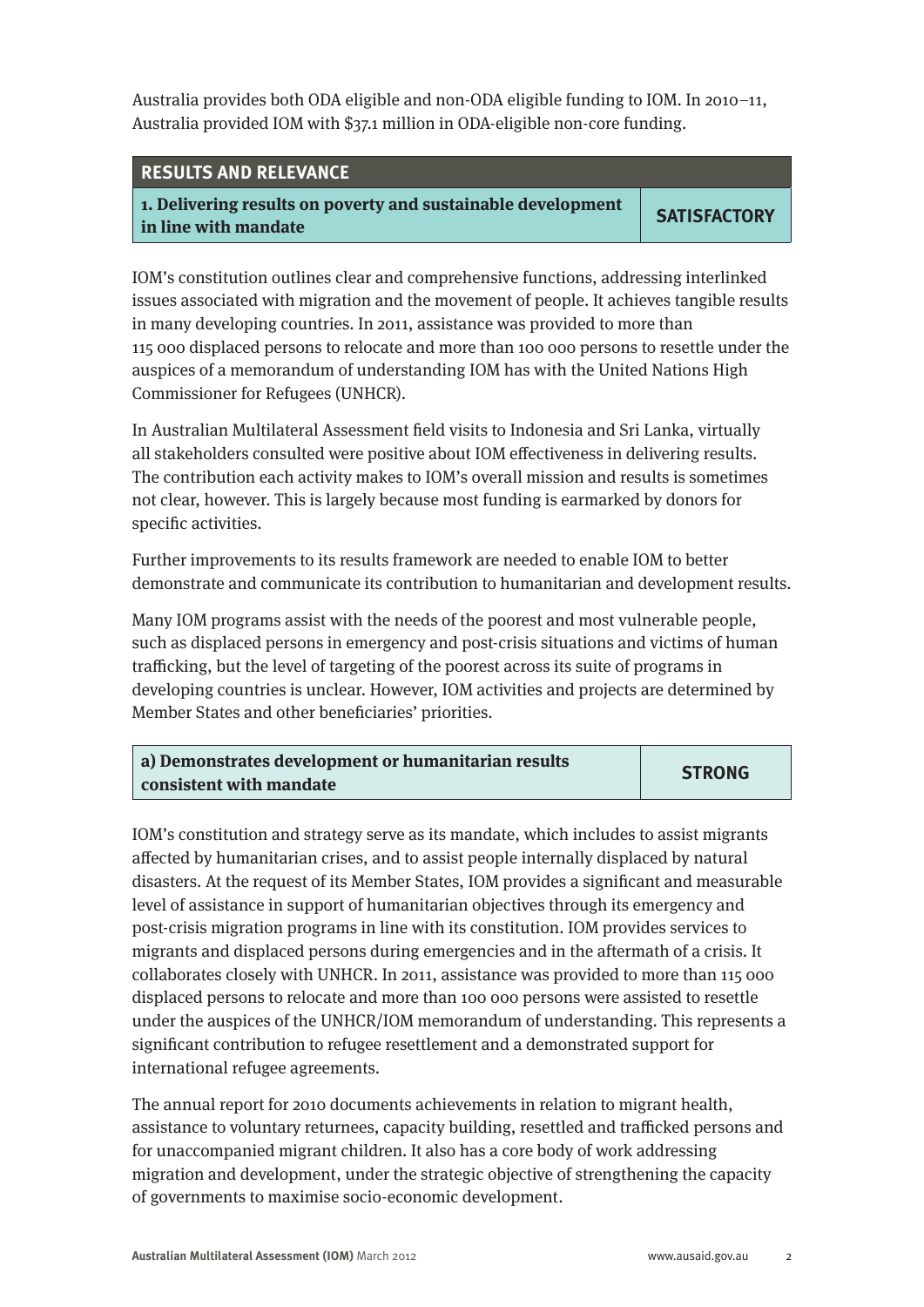Australia provides both ODA eligible and non-ODA eligible funding to IOM. In 2010–11, Australia provided IOM with $37.1 million in ODA-eligible non-core funding.

## RESULTS AND RELEVANCE

| **1. Delivering results on poverty and sustainable development in line with mandate** | **SATISFACTORY** |
|---|---|

IOM's constitution outlines clear and comprehensive functions, addressing interlinked issues associated with migration and the movement of people. It achieves tangible results in many developing countries. In 2011, assistance was provided to more than 115 000 displaced persons to relocate and more than 100 000 persons to resettle under the auspices of a memorandum of understanding IOM has with the United Nations High Commissioner for Refugees (UNHCR).

In Australian Multilateral Assessment field visits to Indonesia and Sri Lanka, virtually all stakeholders consulted were positive about IOM effectiveness in delivering results. The contribution each activity makes to IOM's overall mission and results is sometimes not clear, however. This is largely because most funding is earmarked by donors for specific activities.

Further improvements to its results framework are needed to enable IOM to better demonstrate and communicate its contribution to humanitarian and development results.

Many IOM programs assist with the needs of the poorest and most vulnerable people, such as displaced persons in emergency and post-crisis situations and victims of human trafficking, but the level of targeting of the poorest across its suite of programs in developing countries is unclear. However, IOM activities and projects are determined by Member States and other beneficiaries' priorities.

| **a) Demonstrates development or humanitarian results consistent with mandate** | **STRONG** |
|---|---|

IOM's constitution and strategy serve as its mandate, which includes to assist migrants affected by humanitarian crises, and to assist people internally displaced by natural disasters. At the request of its Member States, IOM provides a significant and measurable level of assistance in support of humanitarian objectives through its emergency and post-crisis migration programs in line with its constitution. IOM provides services to migrants and displaced persons during emergencies and in the aftermath of a crisis. It collaborates closely with UNHCR. In 2011, assistance was provided to more than 115 000 displaced persons to relocate and more than 100 000 persons were assisted to resettle under the auspices of the UNHCR/IOM memorandum of understanding. This represents a significant contribution to refugee resettlement and a demonstrated support for international refugee agreements.

The annual report for 2010 documents achievements in relation to migrant health, assistance to voluntary returnees, capacity building, resettled and trafficked persons and for unaccompanied migrant children. It also has a core body of work addressing migration and development, under the strategic objective of strengthening the capacity of governments to maximise socio-economic development.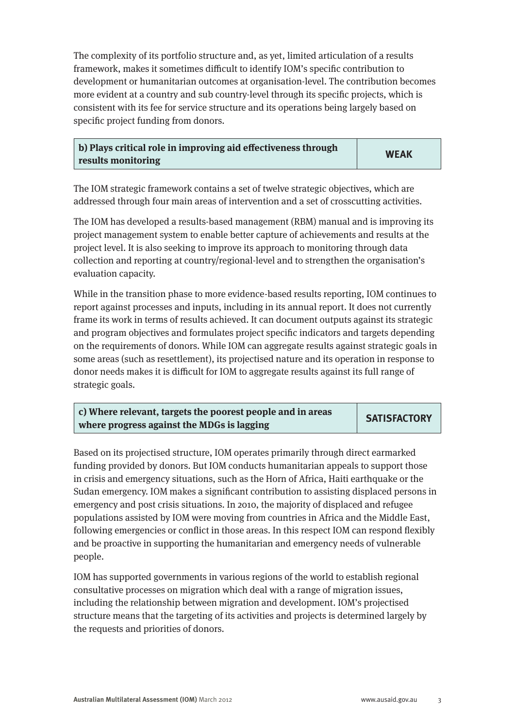The complexity of its portfolio structure and, as yet, limited articulation of a results framework, makes it sometimes difficult to identify IOM's specific contribution to development or humanitarian outcomes at organisation-level. The contribution becomes more evident at a country and sub country-level through its specific projects, which is consistent with its fee for service structure and its operations being largely based on specific project funding from donors.

| **b) Plays critical role in improving aid effectiveness through results monitoring** | **WEAK** |
|---|---|

The IOM strategic framework contains a set of twelve strategic objectives, which are addressed through four main areas of intervention and a set of crosscutting activities.

The IOM has developed a results-based management (RBM) manual and is improving its project management system to enable better capture of achievements and results at the project level. It is also seeking to improve its approach to monitoring through data collection and reporting at country/regional-level and to strengthen the organisation's evaluation capacity.

While in the transition phase to more evidence-based results reporting, IOM continues to report against processes and inputs, including in its annual report. It does not currently frame its work in terms of results achieved. It can document outputs against its strategic and program objectives and formulates project specific indicators and targets depending on the requirements of donors. While IOM can aggregate results against strategic goals in some areas (such as resettlement), its projectised nature and its operation in response to donor needs makes it is difficult for IOM to aggregate results against its full range of strategic goals.

| **c) Where relevant, targets the poorest people and in areas where progress against the MDGs is lagging** | **SATISFACTORY** |
|---|---|

Based on its projectised structure, IOM operates primarily through direct earmarked funding provided by donors. But IOM conducts humanitarian appeals to support those in crisis and emergency situations, such as the Horn of Africa, Haiti earthquake or the Sudan emergency. IOM makes a significant contribution to assisting displaced persons in emergency and post crisis situations. In 2010, the majority of displaced and refugee populations assisted by IOM were moving from countries in Africa and the Middle East, following emergencies or conflict in those areas. In this respect IOM can respond flexibly and be proactive in supporting the humanitarian and emergency needs of vulnerable people.

IOM has supported governments in various regions of the world to establish regional consultative processes on migration which deal with a range of migration issues, including the relationship between migration and development. IOM's projectised structure means that the targeting of its activities and projects is determined largely by the requests and priorities of donors.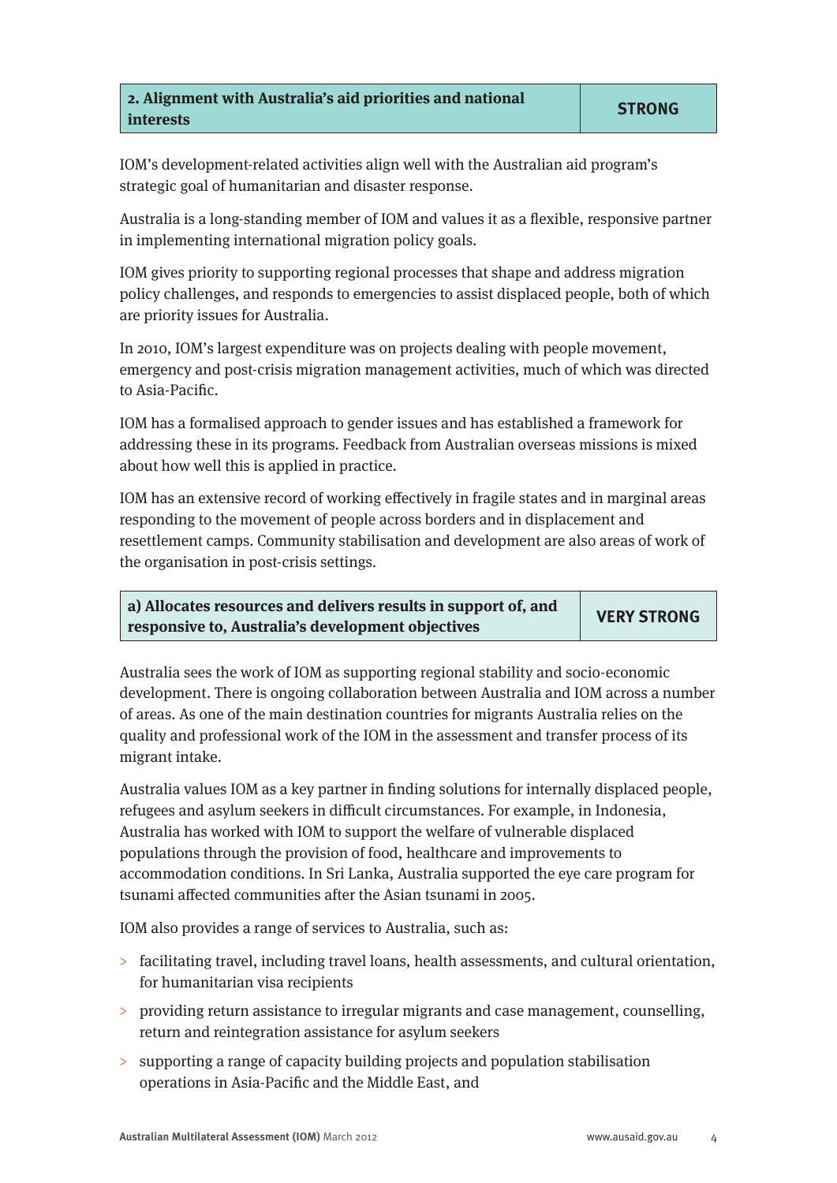| 2. Alignment with Australia's aid priorities and national interests | STRONG |
| --- | --- |

IOM's development-related activities align well with the Australian aid program's strategic goal of humanitarian and disaster response.

Australia is a long-standing member of IOM and values it as a flexible, responsive partner in implementing international migration policy goals.

IOM gives priority to supporting regional processes that shape and address migration policy challenges, and responds to emergencies to assist displaced people, both of which are priority issues for Australia.

In 2010, IOM's largest expenditure was on projects dealing with people movement, emergency and post-crisis migration management activities, much of which was directed to Asia-Pacific.

IOM has a formalised approach to gender issues and has established a framework for addressing these in its programs. Feedback from Australian overseas missions is mixed about how well this is applied in practice.

IOM has an extensive record of working effectively in fragile states and in marginal areas responding to the movement of people across borders and in displacement and resettlement camps. Community stabilisation and development are also areas of work of the organisation in post-crisis settings.

| a) Allocates resources and delivers results in support of, and responsive to, Australia's development objectives | VERY STRONG |
| --- | --- |

Australia sees the work of IOM as supporting regional stability and socio-economic development. There is ongoing collaboration between Australia and IOM across a number of areas. As one of the main destination countries for migrants Australia relies on the quality and professional work of the IOM in the assessment and transfer process of its migrant intake.

Australia values IOM as a key partner in finding solutions for internally displaced people, refugees and asylum seekers in difficult circumstances. For example, in Indonesia, Australia has worked with IOM to support the welfare of vulnerable displaced populations through the provision of food, healthcare and improvements to accommodation conditions. In Sri Lanka, Australia supported the eye care program for tsunami affected communities after the Asian tsunami in 2005.

IOM also provides a range of services to Australia, such as:

- facilitating travel, including travel loans, health assessments, and cultural orientation, for humanitarian visa recipients
- providing return assistance to irregular migrants and case management, counselling, return and reintegration assistance for asylum seekers
- supporting a range of capacity building projects and population stabilisation operations in Asia-Pacific and the Middle East, and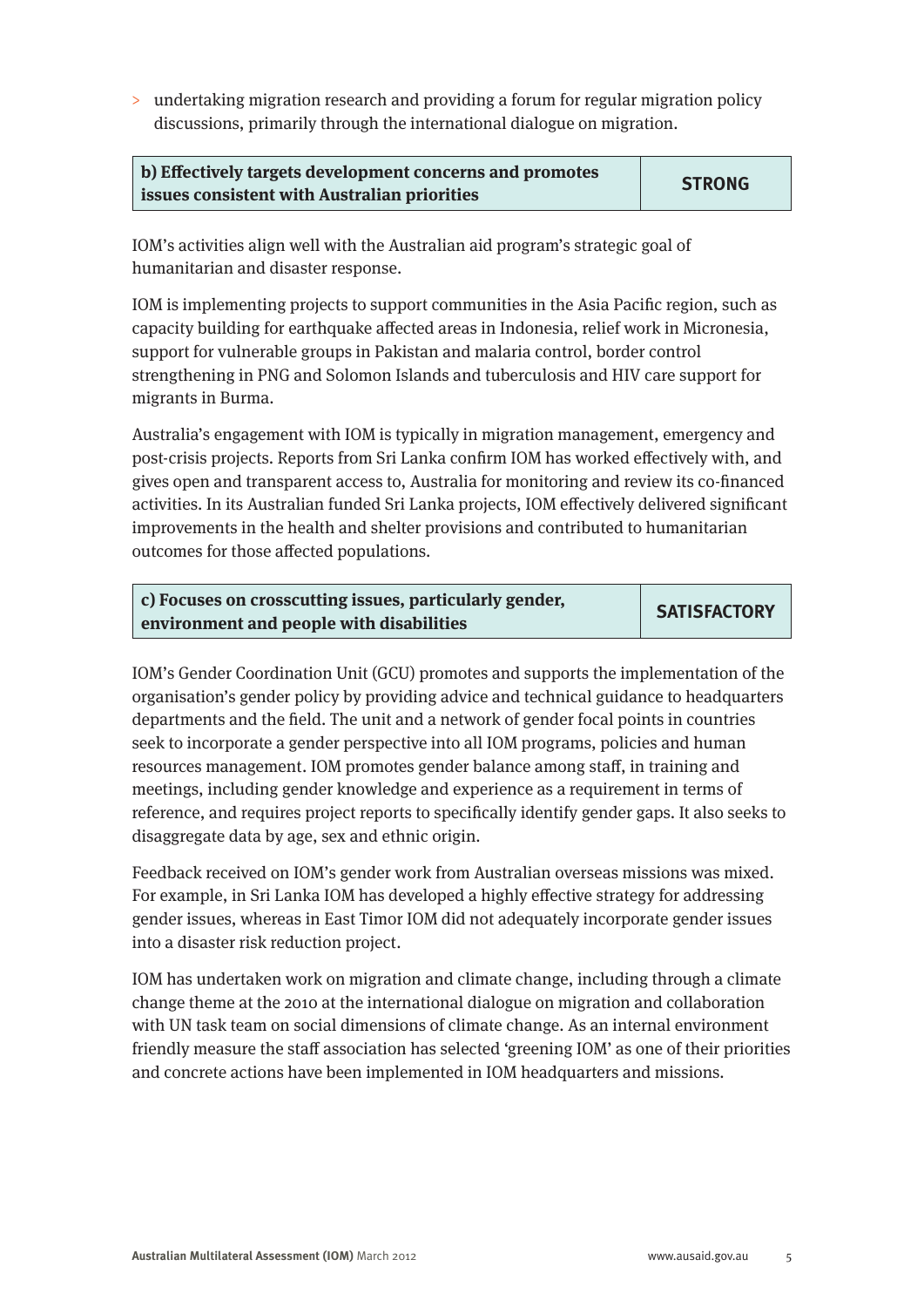- undertaking migration research and providing a forum for regular migration policy discussions, primarily through the international dialogue on migration.

| **b) Effectively targets development concerns and promotes issues consistent with Australian priorities** | **STRONG** |
| --- | --- |

IOM's activities align well with the Australian aid program's strategic goal of humanitarian and disaster response.

IOM is implementing projects to support communities in the Asia Pacific region, such as capacity building for earthquake affected areas in Indonesia, relief work in Micronesia, support for vulnerable groups in Pakistan and malaria control, border control strengthening in PNG and Solomon Islands and tuberculosis and HIV care support for migrants in Burma.

Australia's engagement with IOM is typically in migration management, emergency and post-crisis projects. Reports from Sri Lanka confirm IOM has worked effectively with, and gives open and transparent access to, Australia for monitoring and review its co-financed activities. In its Australian funded Sri Lanka projects, IOM effectively delivered significant improvements in the health and shelter provisions and contributed to humanitarian outcomes for those affected populations.

| **c) Focuses on crosscutting issues, particularly gender, environment and people with disabilities** | **SATISFACTORY** |
| --- | --- |

IOM's Gender Coordination Unit (GCU) promotes and supports the implementation of the organisation's gender policy by providing advice and technical guidance to headquarters departments and the field. The unit and a network of gender focal points in countries seek to incorporate a gender perspective into all IOM programs, policies and human resources management. IOM promotes gender balance among staff, in training and meetings, including gender knowledge and experience as a requirement in terms of reference, and requires project reports to specifically identify gender gaps. It also seeks to disaggregate data by age, sex and ethnic origin.

Feedback received on IOM's gender work from Australian overseas missions was mixed. For example, in Sri Lanka IOM has developed a highly effective strategy for addressing gender issues, whereas in East Timor IOM did not adequately incorporate gender issues into a disaster risk reduction project.

IOM has undertaken work on migration and climate change, including through a climate change theme at the 2010 at the international dialogue on migration and collaboration with UN task team on social dimensions of climate change. As an internal environment friendly measure the staff association has selected 'greening IOM' as one of their priorities and concrete actions have been implemented in IOM headquarters and missions.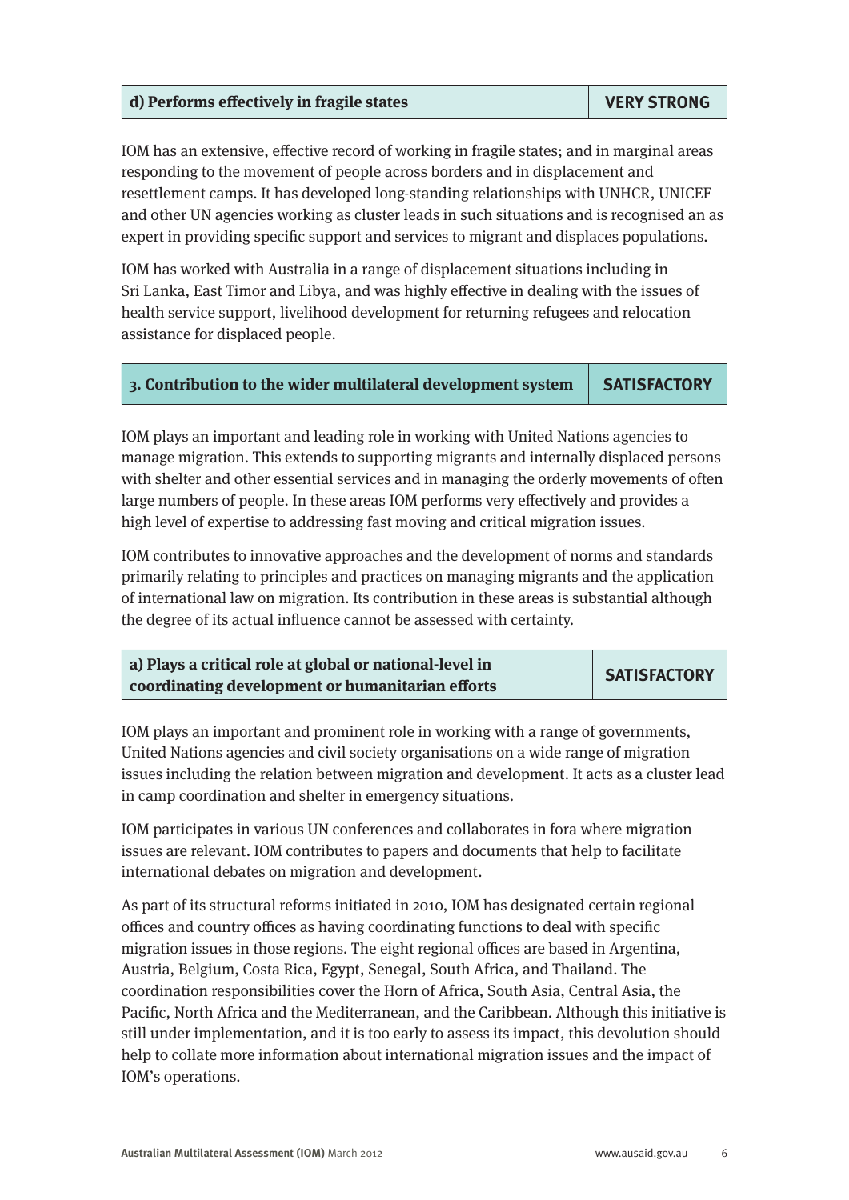| d) Performs effectively in fragile states | VERY STRONG |
|---|---|

IOM has an extensive, effective record of working in fragile states; and in marginal areas responding to the movement of people across borders and in displacement and resettlement camps. It has developed long-standing relationships with UNHCR, UNICEF and other UN agencies working as cluster leads in such situations and is recognised an as expert in providing specific support and services to migrant and displaces populations.

IOM has worked with Australia in a range of displacement situations including in Sri Lanka, East Timor and Libya, and was highly effective in dealing with the issues of health service support, livelihood development for returning refugees and relocation assistance for displaced people.

| 3. Contribution to the wider multilateral development system | SATISFACTORY |
|---|---|

IOM plays an important and leading role in working with United Nations agencies to manage migration. This extends to supporting migrants and internally displaced persons with shelter and other essential services and in managing the orderly movements of often large numbers of people. In these areas IOM performs very effectively and provides a high level of expertise to addressing fast moving and critical migration issues.

IOM contributes to innovative approaches and the development of norms and standards primarily relating to principles and practices on managing migrants and the application of international law on migration. Its contribution in these areas is substantial although the degree of its actual influence cannot be assessed with certainty.

| a) Plays a critical role at global or national-level in coordinating development or humanitarian efforts | SATISFACTORY |
|---|---|

IOM plays an important and prominent role in working with a range of governments, United Nations agencies and civil society organisations on a wide range of migration issues including the relation between migration and development. It acts as a cluster lead in camp coordination and shelter in emergency situations.

IOM participates in various UN conferences and collaborates in fora where migration issues are relevant. IOM contributes to papers and documents that help to facilitate international debates on migration and development.

As part of its structural reforms initiated in 2010, IOM has designated certain regional offices and country offices as having coordinating functions to deal with specific migration issues in those regions. The eight regional offices are based in Argentina, Austria, Belgium, Costa Rica, Egypt, Senegal, South Africa, and Thailand. The coordination responsibilities cover the Horn of Africa, South Asia, Central Asia, the Pacific, North Africa and the Mediterranean, and the Caribbean. Although this initiative is still under implementation, and it is too early to assess its impact, this devolution should help to collate more information about international migration issues and the impact of IOM's operations.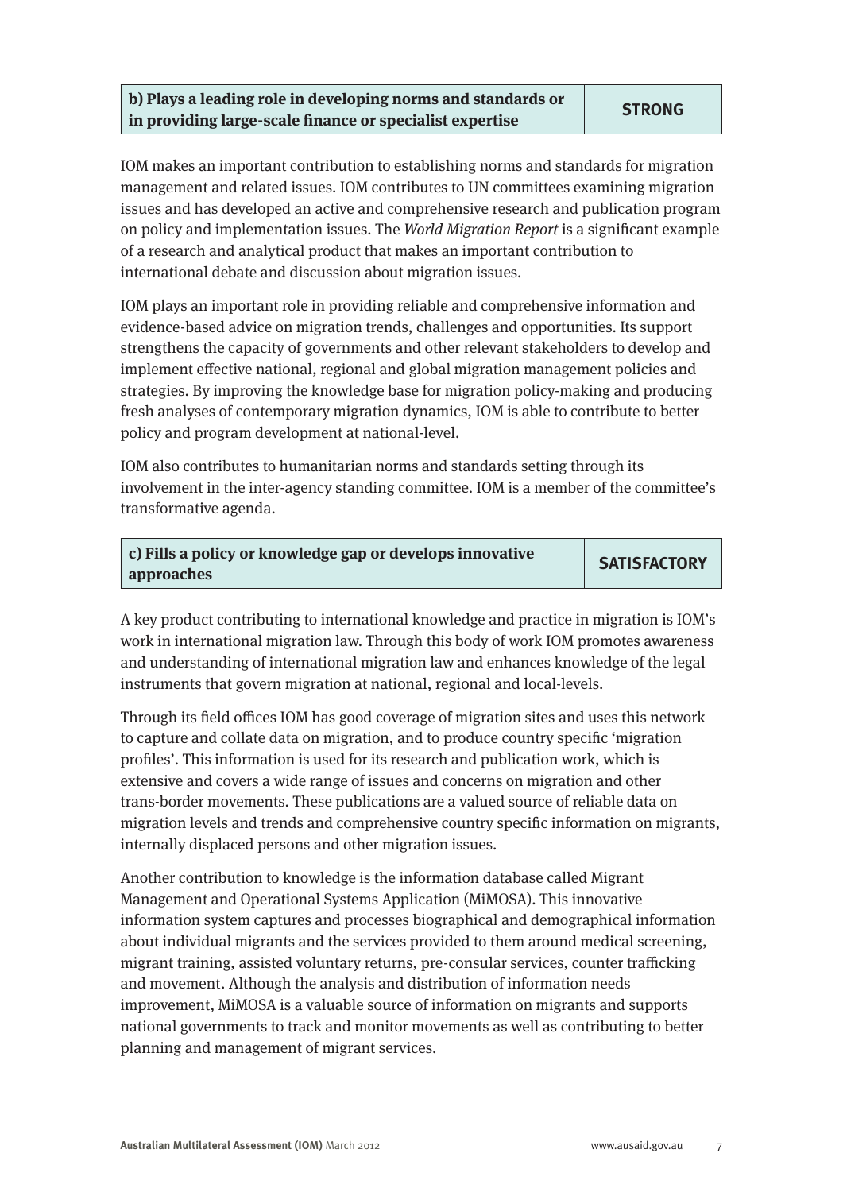| b) Plays a leading role in developing norms and standards or in providing large-scale finance or specialist expertise | STRONG |
|---|---|

IOM makes an important contribution to establishing norms and standards for migration management and related issues. IOM contributes to UN committees examining migration issues and has developed an active and comprehensive research and publication program on policy and implementation issues. The *World Migration Report* is a significant example of a research and analytical product that makes an important contribution to international debate and discussion about migration issues.

IOM plays an important role in providing reliable and comprehensive information and evidence-based advice on migration trends, challenges and opportunities. Its support strengthens the capacity of governments and other relevant stakeholders to develop and implement effective national, regional and global migration management policies and strategies. By improving the knowledge base for migration policy-making and producing fresh analyses of contemporary migration dynamics, IOM is able to contribute to better policy and program development at national-level.

IOM also contributes to humanitarian norms and standards setting through its involvement in the inter-agency standing committee. IOM is a member of the committee's transformative agenda.

| c) Fills a policy or knowledge gap or develops innovative approaches | SATISFACTORY |
|---|---|

A key product contributing to international knowledge and practice in migration is IOM's work in international migration law. Through this body of work IOM promotes awareness and understanding of international migration law and enhances knowledge of the legal instruments that govern migration at national, regional and local-levels.

Through its field offices IOM has good coverage of migration sites and uses this network to capture and collate data on migration, and to produce country specific 'migration profiles'. This information is used for its research and publication work, which is extensive and covers a wide range of issues and concerns on migration and other trans-border movements. These publications are a valued source of reliable data on migration levels and trends and comprehensive country specific information on migrants, internally displaced persons and other migration issues.

Another contribution to knowledge is the information database called Migrant Management and Operational Systems Application (MiMOSA). This innovative information system captures and processes biographical and demographical information about individual migrants and the services provided to them around medical screening, migrant training, assisted voluntary returns, pre-consular services, counter trafficking and movement. Although the analysis and distribution of information needs improvement, MiMOSA is a valuable source of information on migrants and supports national governments to track and monitor movements as well as contributing to better planning and management of migrant services.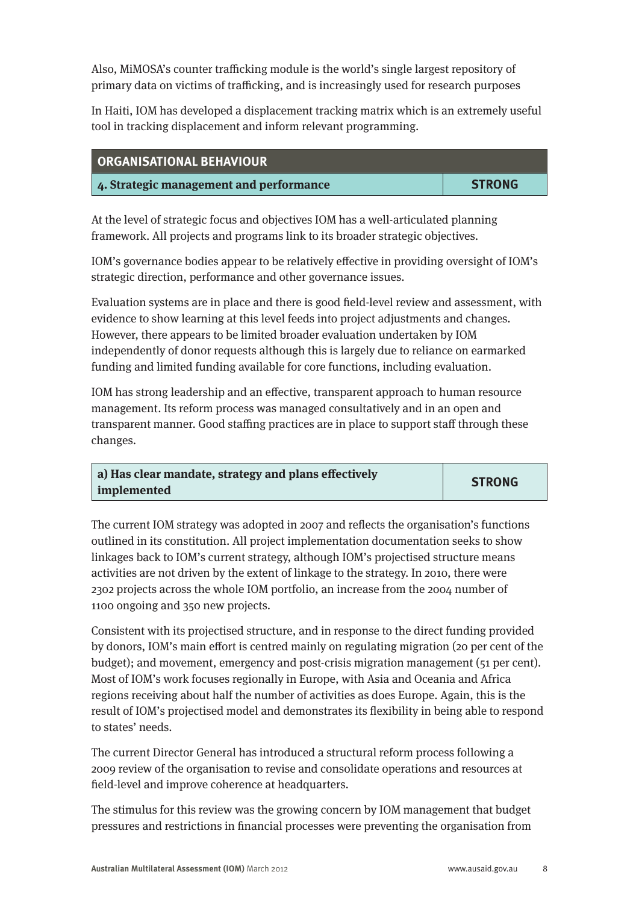Also, MiMOSA's counter trafficking module is the world's single largest repository of primary data on victims of trafficking, and is increasingly used for research purposes

In Haiti, IOM has developed a displacement tracking matrix which is an extremely useful tool in tracking displacement and inform relevant programming.

| ORGANISATIONAL BEHAVIOUR | |
|---|---|
| **4. Strategic management and performance** | **STRONG** |

At the level of strategic focus and objectives IOM has a well-articulated planning framework. All projects and programs link to its broader strategic objectives.

IOM's governance bodies appear to be relatively effective in providing oversight of IOM's strategic direction, performance and other governance issues.

Evaluation systems are in place and there is good field-level review and assessment, with evidence to show learning at this level feeds into project adjustments and changes. However, there appears to be limited broader evaluation undertaken by IOM independently of donor requests although this is largely due to reliance on earmarked funding and limited funding available for core functions, including evaluation.

IOM has strong leadership and an effective, transparent approach to human resource management. Its reform process was managed consultatively and in an open and transparent manner. Good staffing practices are in place to support staff through these changes.

| | |
|---|---|
| **a) Has clear mandate, strategy and plans effectively implemented** | **STRONG** |

The current IOM strategy was adopted in 2007 and reflects the organisation's functions outlined in its constitution. All project implementation documentation seeks to show linkages back to IOM's current strategy, although IOM's projectised structure means activities are not driven by the extent of linkage to the strategy. In 2010, there were 2302 projects across the whole IOM portfolio, an increase from the 2004 number of 1100 ongoing and 350 new projects.

Consistent with its projectised structure, and in response to the direct funding provided by donors, IOM's main effort is centred mainly on regulating migration (20 per cent of the budget); and movement, emergency and post-crisis migration management (51 per cent). Most of IOM's work focuses regionally in Europe, with Asia and Oceania and Africa regions receiving about half the number of activities as does Europe. Again, this is the result of IOM's projectised model and demonstrates its flexibility in being able to respond to states' needs.

The current Director General has introduced a structural reform process following a 2009 review of the organisation to revise and consolidate operations and resources at field-level and improve coherence at headquarters.

The stimulus for this review was the growing concern by IOM management that budget pressures and restrictions in financial processes were preventing the organisation from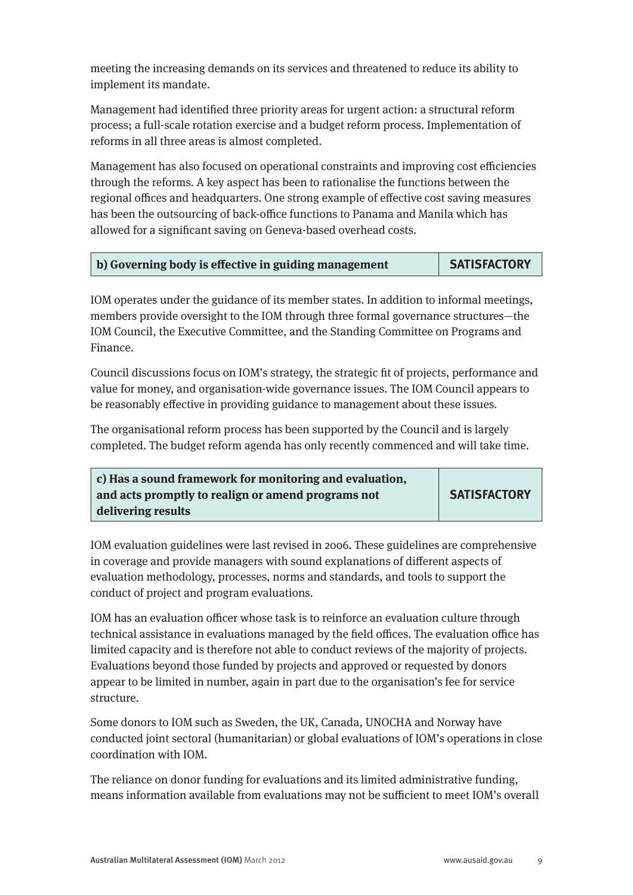meeting the increasing demands on its services and threatened to reduce its ability to implement its mandate.

Management had identified three priority areas for urgent action: a structural reform process; a full-scale rotation exercise and a budget reform process. Implementation of reforms in all three areas is almost completed.

Management has also focused on operational constraints and improving cost efficiencies through the reforms. A key aspect has been to rationalise the functions between the regional offices and headquarters. One strong example of effective cost saving measures has been the outsourcing of back-office functions to Panama and Manila which has allowed for a significant saving on Geneva-based overhead costs.

| | |
|---|---|
| **b) Governing body is effective in guiding management** | **SATISFACTORY** |

IOM operates under the guidance of its member states. In addition to informal meetings, members provide oversight to the IOM through three formal governance structures—the IOM Council, the Executive Committee, and the Standing Committee on Programs and Finance.

Council discussions focus on IOM's strategy, the strategic fit of projects, performance and value for money, and organisation-wide governance issues. The IOM Council appears to be reasonably effective in providing guidance to management about these issues.

The organisational reform process has been supported by the Council and is largely completed. The budget reform agenda has only recently commenced and will take time.

| | |
|---|---|
| **c) Has a sound framework for monitoring and evaluation, and acts promptly to realign or amend programs not delivering results** | **SATISFACTORY** |

IOM evaluation guidelines were last revised in 2006. These guidelines are comprehensive in coverage and provide managers with sound explanations of different aspects of evaluation methodology, processes, norms and standards, and tools to support the conduct of project and program evaluations.

IOM has an evaluation officer whose task is to reinforce an evaluation culture through technical assistance in evaluations managed by the field offices. The evaluation office has limited capacity and is therefore not able to conduct reviews of the majority of projects. Evaluations beyond those funded by projects and approved or requested by donors appear to be limited in number, again in part due to the organisation's fee for service structure.

Some donors to IOM such as Sweden, the UK, Canada, UNOCHA and Norway have conducted joint sectoral (humanitarian) or global evaluations of IOM's operations in close coordination with IOM.

The reliance on donor funding for evaluations and its limited administrative funding, means information available from evaluations may not be sufficient to meet IOM's overall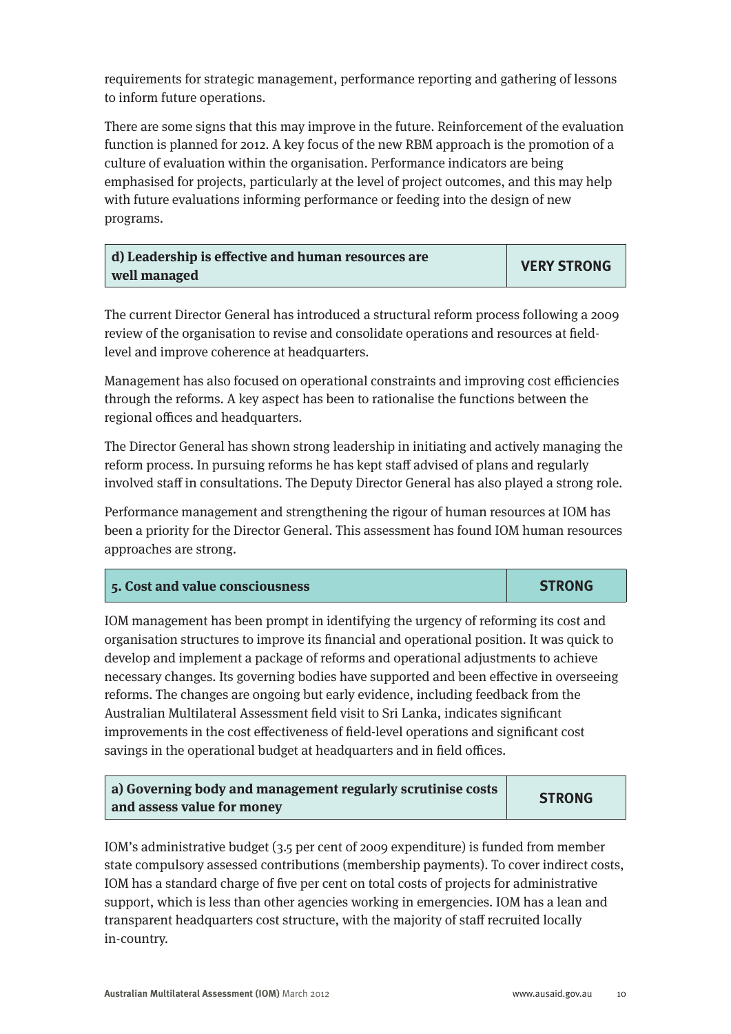requirements for strategic management, performance reporting and gathering of lessons to inform future operations.

There are some signs that this may improve in the future. Reinforcement of the evaluation function is planned for 2012. A key focus of the new RBM approach is the promotion of a culture of evaluation within the organisation. Performance indicators are being emphasised for projects, particularly at the level of project outcomes, and this may help with future evaluations informing performance or feeding into the design of new programs.

| d) Leadership is effective and human resources are well managed | VERY STRONG |
|---|---|

The current Director General has introduced a structural reform process following a 2009 review of the organisation to revise and consolidate operations and resources at field-level and improve coherence at headquarters.

Management has also focused on operational constraints and improving cost efficiencies through the reforms. A key aspect has been to rationalise the functions between the regional offices and headquarters.

The Director General has shown strong leadership in initiating and actively managing the reform process. In pursuing reforms he has kept staff advised of plans and regularly involved staff in consultations. The Deputy Director General has also played a strong role.

Performance management and strengthening the rigour of human resources at IOM has been a priority for the Director General. This assessment has found IOM human resources approaches are strong.

| 5. Cost and value consciousness | STRONG |
|---|---|

IOM management has been prompt in identifying the urgency of reforming its cost and organisation structures to improve its financial and operational position. It was quick to develop and implement a package of reforms and operational adjustments to achieve necessary changes. Its governing bodies have supported and been effective in overseeing reforms. The changes are ongoing but early evidence, including feedback from the Australian Multilateral Assessment field visit to Sri Lanka, indicates significant improvements in the cost effectiveness of field-level operations and significant cost savings in the operational budget at headquarters and in field offices.

| a) Governing body and management regularly scrutinise costs and assess value for money | STRONG |
|---|---|

IOM's administrative budget (3.5 per cent of 2009 expenditure) is funded from member state compulsory assessed contributions (membership payments). To cover indirect costs, IOM has a standard charge of five per cent on total costs of projects for administrative support, which is less than other agencies working in emergencies. IOM has a lean and transparent headquarters cost structure, with the majority of staff recruited locally in-country.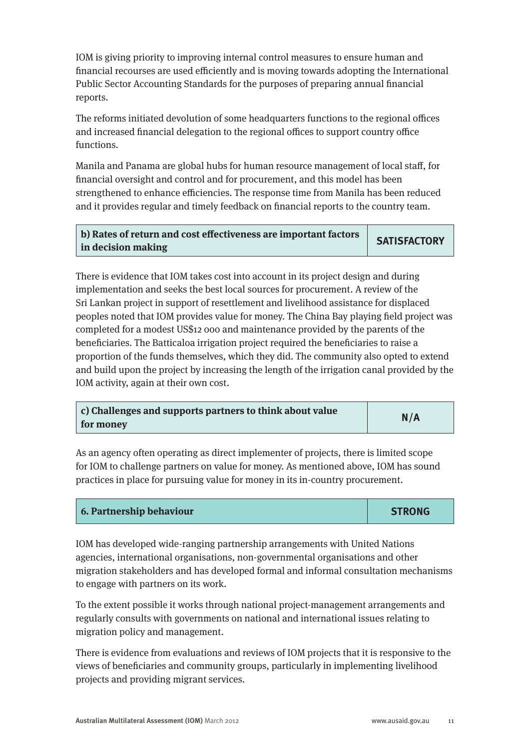IOM is giving priority to improving internal control measures to ensure human and financial recourses are used efficiently and is moving towards adopting the International Public Sector Accounting Standards for the purposes of preparing annual financial reports.

The reforms initiated devolution of some headquarters functions to the regional offices and increased financial delegation to the regional offices to support country office functions.

Manila and Panama are global hubs for human resource management of local staff, for financial oversight and control and for procurement, and this model has been strengthened to enhance efficiencies. The response time from Manila has been reduced and it provides regular and timely feedback on financial reports to the country team.

| **b) Rates of return and cost effectiveness are important factors in decision making** | **SATISFACTORY** |
|---|---|

There is evidence that IOM takes cost into account in its project design and during implementation and seeks the best local sources for procurement. A review of the Sri Lankan project in support of resettlement and livelihood assistance for displaced peoples noted that IOM provides value for money. The China Bay playing field project was completed for a modest US$12 000 and maintenance provided by the parents of the beneficiaries. The Batticaloa irrigation project required the beneficiaries to raise a proportion of the funds themselves, which they did. The community also opted to extend and build upon the project by increasing the length of the irrigation canal provided by the IOM activity, again at their own cost.

| **c) Challenges and supports partners to think about value for money** | **N/A** |
|---|---|

As an agency often operating as direct implementer of projects, there is limited scope for IOM to challenge partners on value for money. As mentioned above, IOM has sound practices in place for pursuing value for money in its in-country procurement.

| **6. Partnership behaviour** | **STRONG** |
|---|---|

IOM has developed wide-ranging partnership arrangements with United Nations agencies, international organisations, non-governmental organisations and other migration stakeholders and has developed formal and informal consultation mechanisms to engage with partners on its work.

To the extent possible it works through national project-management arrangements and regularly consults with governments on national and international issues relating to migration policy and management.

There is evidence from evaluations and reviews of IOM projects that it is responsive to the views of beneficiaries and community groups, particularly in implementing livelihood projects and providing migrant services.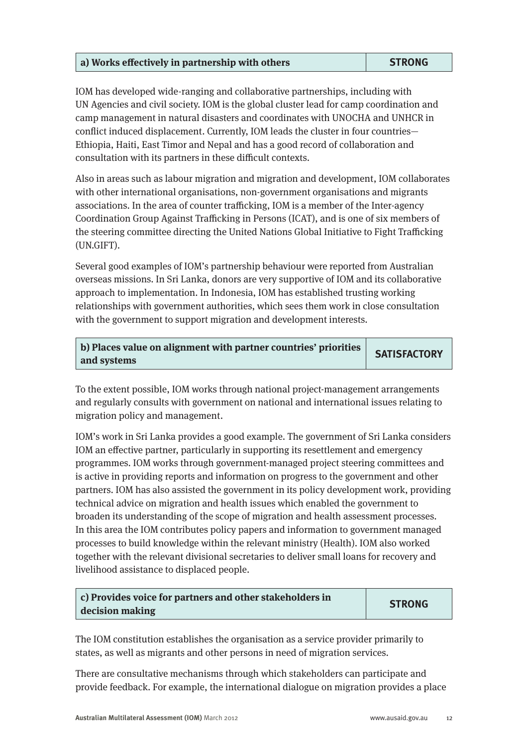| a) Works effectively in partnership with others | STRONG |
| --- | --- |

IOM has developed wide-ranging and collaborative partnerships, including with UN Agencies and civil society. IOM is the global cluster lead for camp coordination and camp management in natural disasters and coordinates with UNOCHA and UNHCR in conflict induced displacement. Currently, IOM leads the cluster in four countries—Ethiopia, Haiti, East Timor and Nepal and has a good record of collaboration and consultation with its partners in these difficult contexts.

Also in areas such as labour migration and migration and development, IOM collaborates with other international organisations, non-government organisations and migrants associations. In the area of counter trafficking, IOM is a member of the Inter-agency Coordination Group Against Trafficking in Persons (ICAT), and is one of six members of the steering committee directing the United Nations Global Initiative to Fight Trafficking (UN.GIFT).

Several good examples of IOM's partnership behaviour were reported from Australian overseas missions. In Sri Lanka, donors are very supportive of IOM and its collaborative approach to implementation. In Indonesia, IOM has established trusting working relationships with government authorities, which sees them work in close consultation with the government to support migration and development interests.

| b) Places value on alignment with partner countries' priorities and systems | SATISFACTORY |
| --- | --- |

To the extent possible, IOM works through national project-management arrangements and regularly consults with government on national and international issues relating to migration policy and management.

IOM's work in Sri Lanka provides a good example. The government of Sri Lanka considers IOM an effective partner, particularly in supporting its resettlement and emergency programmes. IOM works through government-managed project steering committees and is active in providing reports and information on progress to the government and other partners. IOM has also assisted the government in its policy development work, providing technical advice on migration and health issues which enabled the government to broaden its understanding of the scope of migration and health assessment processes. In this area the IOM contributes policy papers and information to government managed processes to build knowledge within the relevant ministry (Health). IOM also worked together with the relevant divisional secretaries to deliver small loans for recovery and livelihood assistance to displaced people.

| c) Provides voice for partners and other stakeholders in decision making | STRONG |
| --- | --- |

The IOM constitution establishes the organisation as a service provider primarily to states, as well as migrants and other persons in need of migration services.

There are consultative mechanisms through which stakeholders can participate and provide feedback. For example, the international dialogue on migration provides a place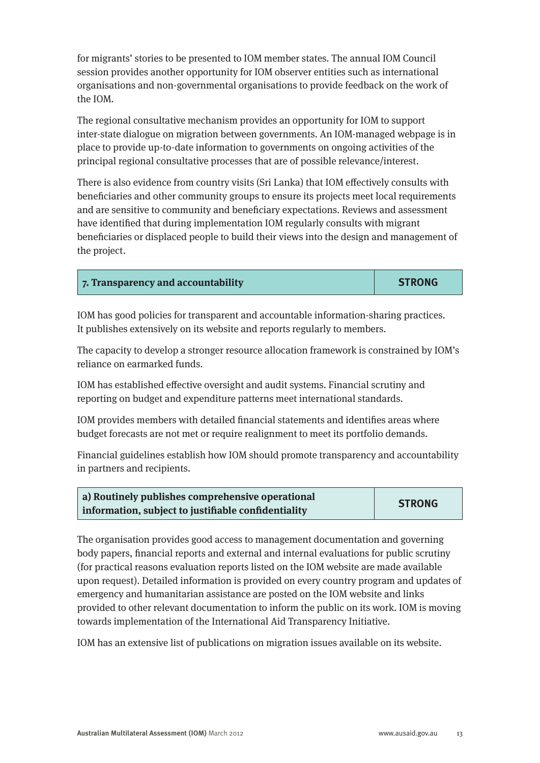for migrants' stories to be presented to IOM member states. The annual IOM Council session provides another opportunity for IOM observer entities such as international organisations and non-governmental organisations to provide feedback on the work of the IOM.

The regional consultative mechanism provides an opportunity for IOM to support inter-state dialogue on migration between governments. An IOM-managed webpage is in place to provide up-to-date information to governments on ongoing activities of the principal regional consultative processes that are of possible relevance/interest.

There is also evidence from country visits (Sri Lanka) that IOM effectively consults with beneficiaries and other community groups to ensure its projects meet local requirements and are sensitive to community and beneficiary expectations. Reviews and assessment have identified that during implementation IOM regularly consults with migrant beneficiaries or displaced people to build their views into the design and management of the project.

| **7. Transparency and accountability** | **STRONG** |
|---|---|

IOM has good policies for transparent and accountable information-sharing practices. It publishes extensively on its website and reports regularly to members.

The capacity to develop a stronger resource allocation framework is constrained by IOM's reliance on earmarked funds.

IOM has established effective oversight and audit systems. Financial scrutiny and reporting on budget and expenditure patterns meet international standards.

IOM provides members with detailed financial statements and identifies areas where budget forecasts are not met or require realignment to meet its portfolio demands.

Financial guidelines establish how IOM should promote transparency and accountability in partners and recipients.

| **a) Routinely publishes comprehensive operational information, subject to justifiable confidentiality** | **STRONG** |
|---|---|

The organisation provides good access to management documentation and governing body papers, financial reports and external and internal evaluations for public scrutiny (for practical reasons evaluation reports listed on the IOM website are made available upon request). Detailed information is provided on every country program and updates of emergency and humanitarian assistance are posted on the IOM website and links provided to other relevant documentation to inform the public on its work. IOM is moving towards implementation of the International Aid Transparency Initiative.

IOM has an extensive list of publications on migration issues available on its website.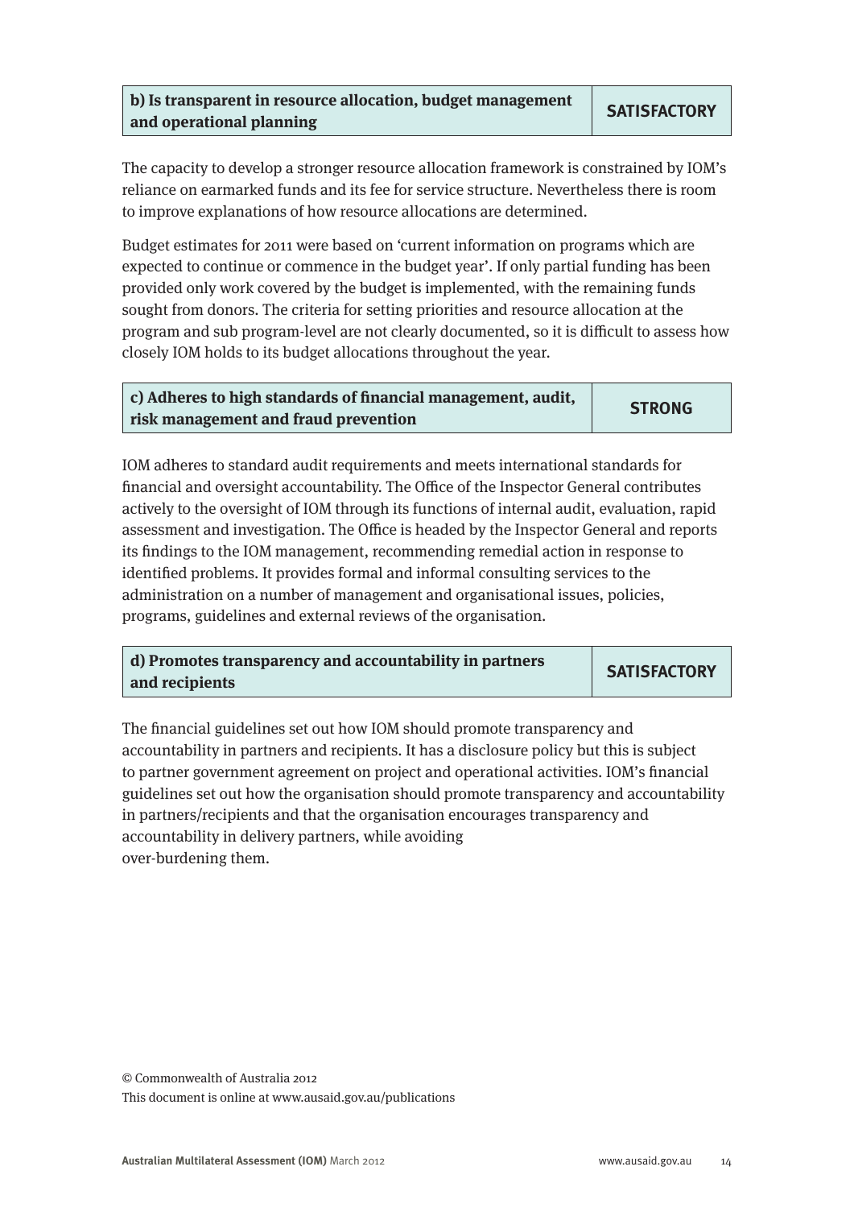| b) Is transparent in resource allocation, budget management and operational planning | SATISFACTORY |
|---|---|

The capacity to develop a stronger resource allocation framework is constrained by IOM's reliance on earmarked funds and its fee for service structure. Nevertheless there is room to improve explanations of how resource allocations are determined.

Budget estimates for 2011 were based on 'current information on programs which are expected to continue or commence in the budget year'. If only partial funding has been provided only work covered by the budget is implemented, with the remaining funds sought from donors. The criteria for setting priorities and resource allocation at the program and sub program-level are not clearly documented, so it is difficult to assess how closely IOM holds to its budget allocations throughout the year.

| c) Adheres to high standards of financial management, audit, risk management and fraud prevention | STRONG |
|---|---|

IOM adheres to standard audit requirements and meets international standards for financial and oversight accountability. The Office of the Inspector General contributes actively to the oversight of IOM through its functions of internal audit, evaluation, rapid assessment and investigation. The Office is headed by the Inspector General and reports its findings to the IOM management, recommending remedial action in response to identified problems. It provides formal and informal consulting services to the administration on a number of management and organisational issues, policies, programs, guidelines and external reviews of the organisation.

| d) Promotes transparency and accountability in partners and recipients | SATISFACTORY |
|---|---|

The financial guidelines set out how IOM should promote transparency and accountability in partners and recipients. It has a disclosure policy but this is subject to partner government agreement on project and operational activities. IOM's financial guidelines set out how the organisation should promote transparency and accountability in partners/recipients and that the organisation encourages transparency and accountability in delivery partners, while avoiding over-burdening them.

© Commonwealth of Australia 2012

This document is online at www.ausaid.gov.au/publications